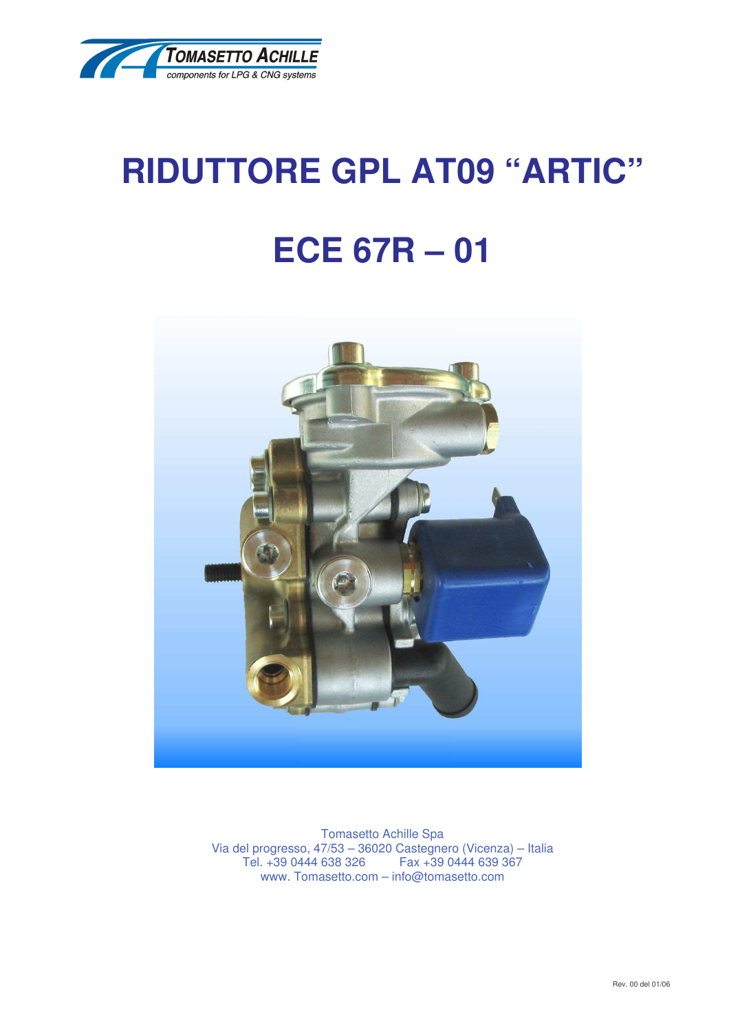TOMASETTO ACHILLE
components for LPG & CNG systems

# RIDUTTORE GPL AT09 “ARTIC”

# ECE 67R – 01

Tomasetto Achille Spa
Via del progresso, 47/53 – 36020 Castegnero (Vicenza) – Italia
Tel. +39 0444 638 326 Fax +39 0444 639 367
www. Tomasetto.com – info@tomasetto.com

Rev. 00 del 01/06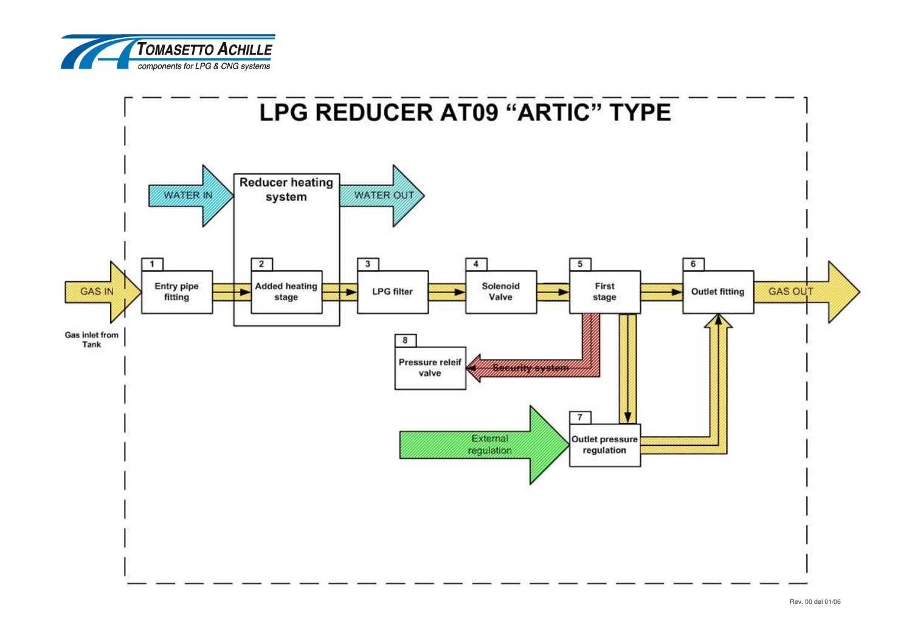# LPG REDUCER AT09 "ARTIC" TYPE

WATER IN

Reducer heating system

WATER OUT

GAS IN

Gas inlet from Tank

1 Entry pipe fitting

2 Added heating stage

3 LPG filter

4 Solenoid Valve

5 First stage

6 Outlet fitting

GAS OUT

8 Pressure releif valve

Security system

External regulation

7 Outlet pressure regulation

Rev. 00 del 01/06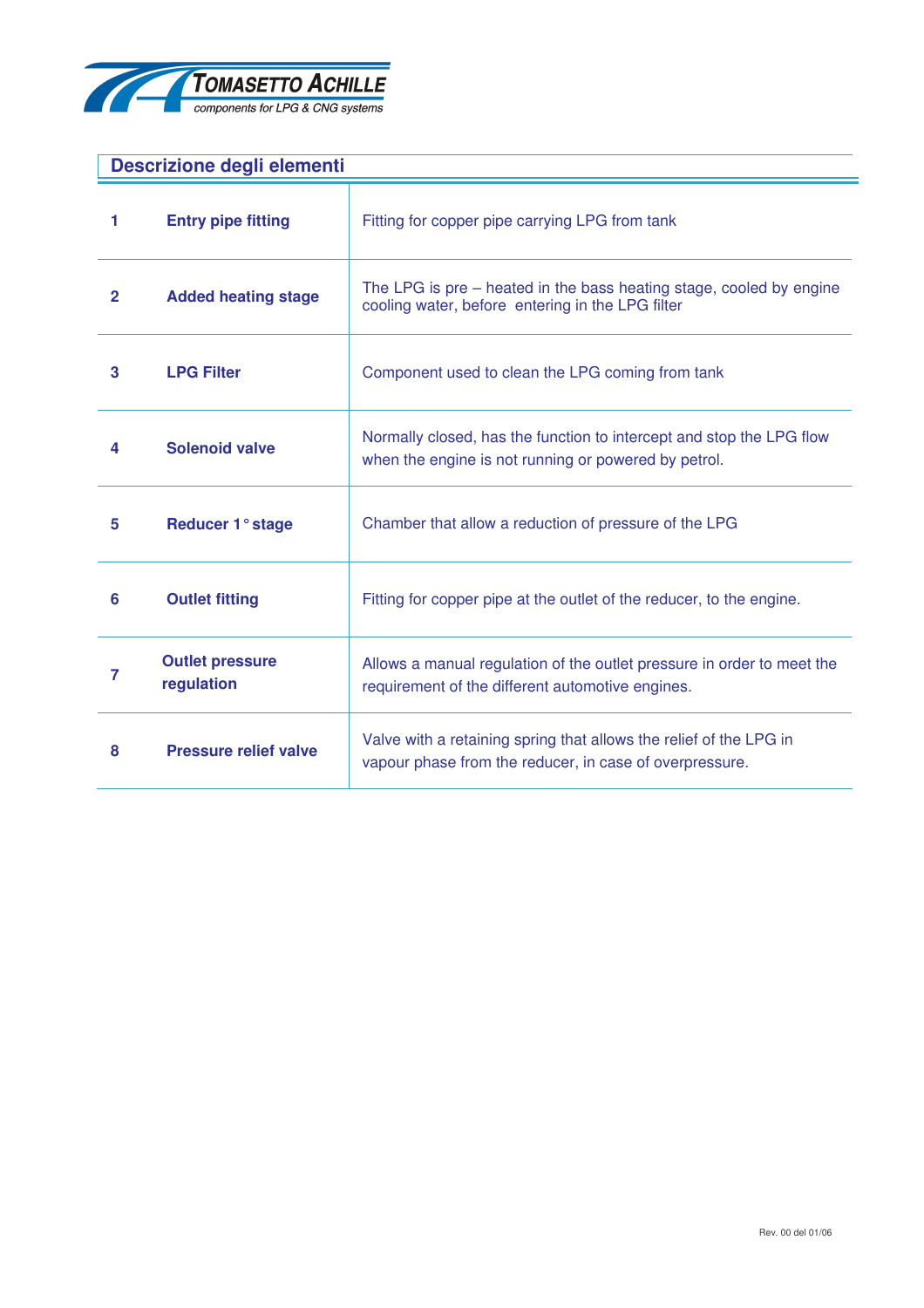## Descrizione degli elementi

| | | |
|---|---|---|
| 1 | **Entry pipe fitting** | Fitting for copper pipe carrying LPG from tank |
| 2 | **Added heating stage** | The LPG is pre – heated in the bass heating stage, cooled by engine cooling water, before entering in the LPG filter |
| 3 | **LPG Filter** | Component used to clean the LPG coming from tank |
| 4 | **Solenoid valve** | Normally closed, has the function to intercept and stop the LPG flow when the engine is not running or powered by petrol. |
| 5 | **Reducer 1° stage** | Chamber that allow a reduction of pressure of the LPG |
| 6 | **Outlet fitting** | Fitting for copper pipe at the outlet of the reducer, to the engine. |
| 7 | **Outlet pressure regulation** | Allows a manual regulation of the outlet pressure in order to meet the requirement of the different automotive engines. |
| 8 | **Pressure relief valve** | Valve with a retaining spring that allows the relief of the LPG in vapour phase from the reducer, in case of overpressure. |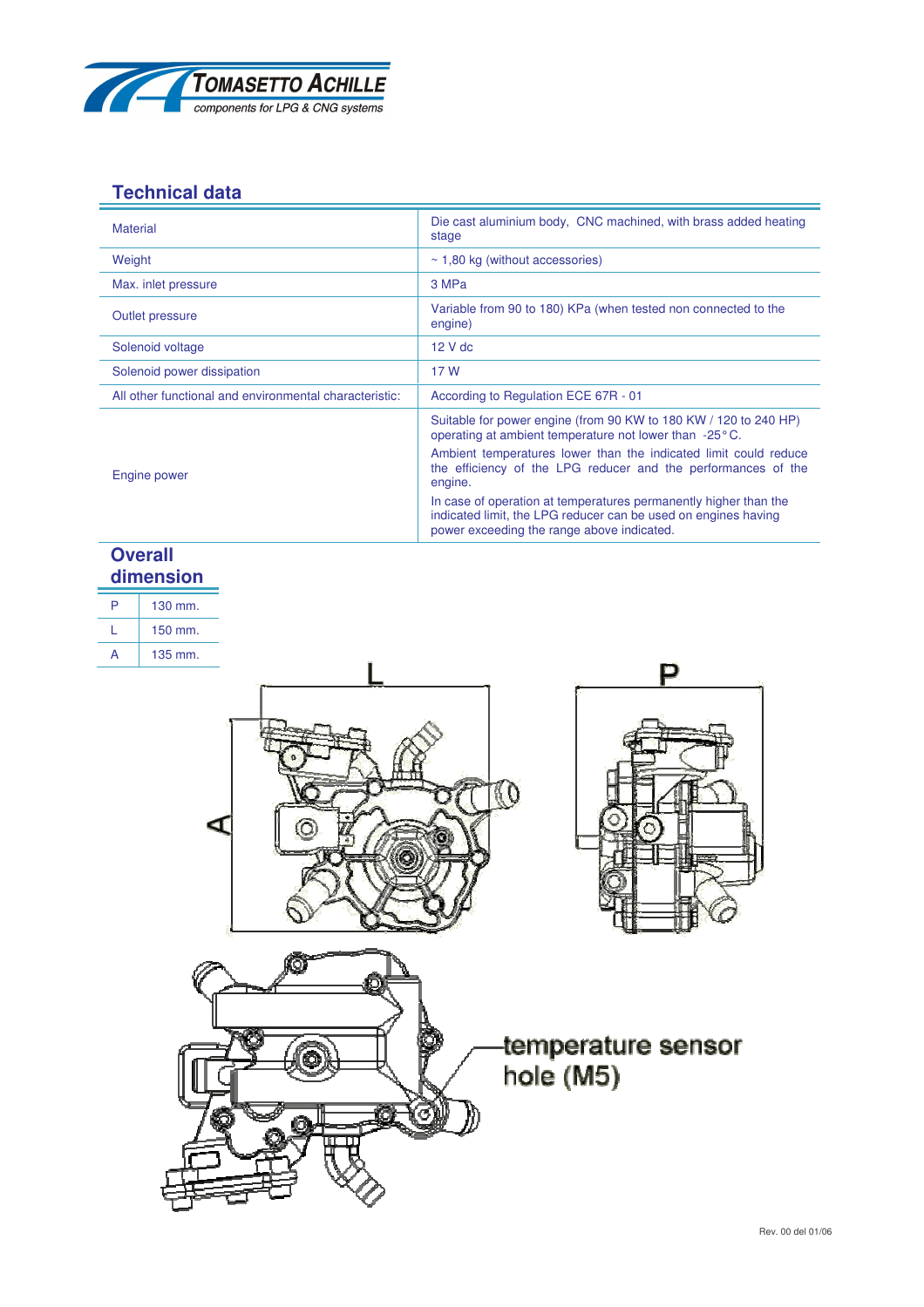## Technical data

| | |
|---|---|
| Material | Die cast aluminium body, CNC machined, with brass added heating stage |
| Weight | ~ 1,80 kg (without accessories) |
| Max. inlet pressure | 3 MPa |
| Outlet pressure | Variable from 90 to 180) KPa (when tested non connected to the engine) |
| Solenoid voltage | 12 V dc |
| Solenoid power dissipation | 17 W |
| All other functional and environmental characteristic: | According to Regulation ECE 67R - 01 |
| Engine power | Suitable for power engine (from 90 KW to 180 KW / 120 to 240 HP) operating at ambient temperature not lower than -25°C. Ambient temperatures lower than the indicated limit could reduce the efficiency of the LPG reducer and the performances of the engine. In case of operation at temperatures permanently higher than the indicated limit, the LPG reducer can be used on engines having power exceeding the range above indicated. |

## Overall dimension

| | |
|---|---|
| P | 130 mm. |
| L | 150 mm. |
| A | 135 mm. |

L

P

A

temperature sensor hole (M5)

Rev. 00 del 01/06